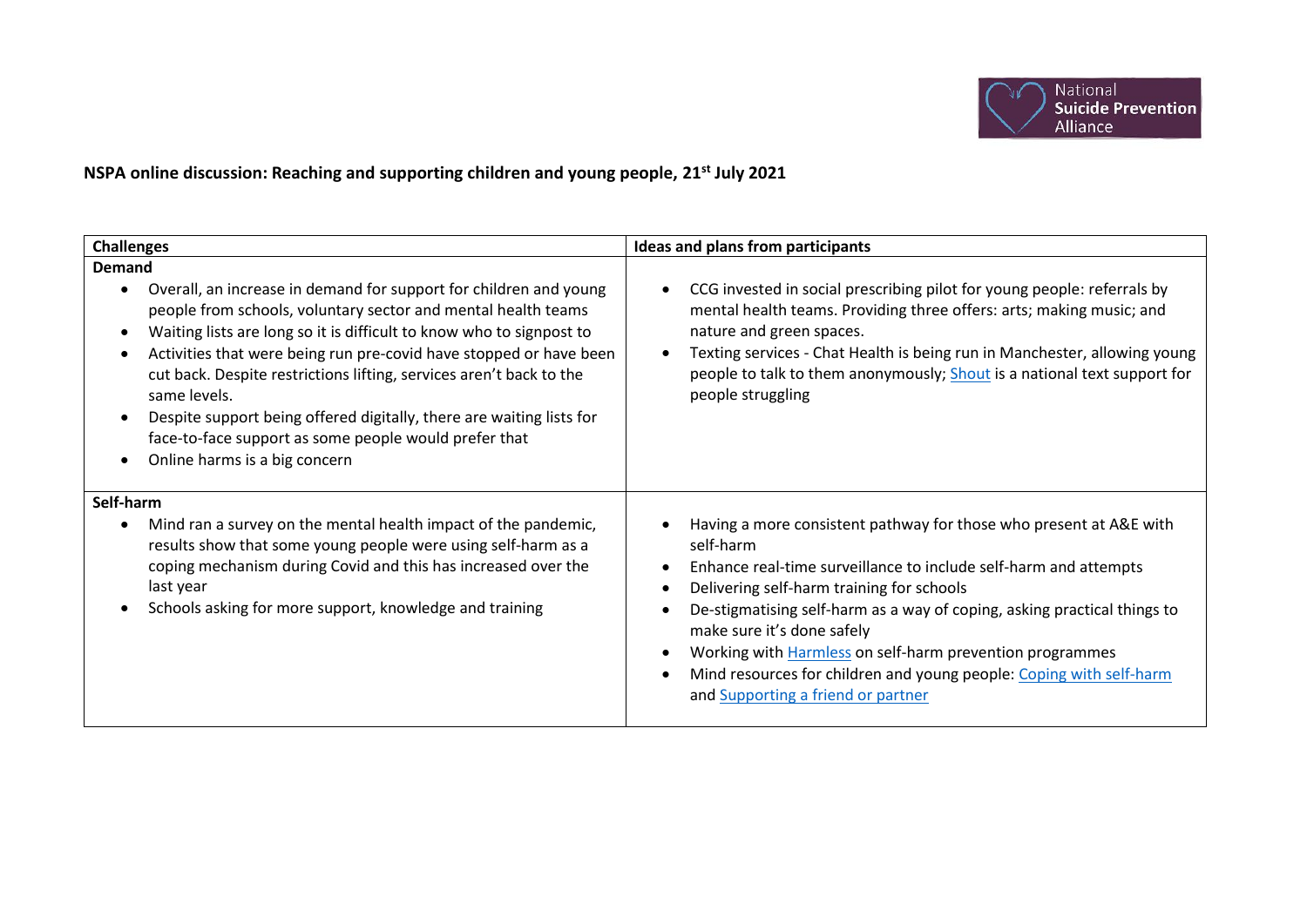National Suicide Prevention Alliance

**NSPA online discussion: Reaching and supporting children and young people, 21st July 2021**

| Challenges | Ideas and plans from participants |
|---|---|
| **Demand**<br>• Overall, an increase in demand for support for children and young people from schools, voluntary sector and mental health teams<br>• Waiting lists are long so it is difficult to know who to signpost to<br>• Activities that were being run pre-covid have stopped or have been cut back. Despite restrictions lifting, services aren't back to the same levels.<br>• Despite support being offered digitally, there are waiting lists for face-to-face support as some people would prefer that<br>• Online harms is a big concern | • CCG invested in social prescribing pilot for young people: referrals by mental health teams. Providing three offers: arts; making music; and nature and green spaces.<br>• Texting services - Chat Health is being run in Manchester, allowing young people to talk to them anonymously; Shout is a national text support for people struggling |
| **Self-harm**<br>• Mind ran a survey on the mental health impact of the pandemic, results show that some young people were using self-harm as a coping mechanism during Covid and this has increased over the last year<br>• Schools asking for more support, knowledge and training | • Having a more consistent pathway for those who present at A&E with self-harm<br>• Enhance real-time surveillance to include self-harm and attempts<br>• Delivering self-harm training for schools<br>• De-stigmatising self-harm as a way of coping, asking practical things to make sure it's done safely<br>• Working with Harmless on self-harm prevention programmes<br>• Mind resources for children and young people: Coping with self-harm and Supporting a friend or partner |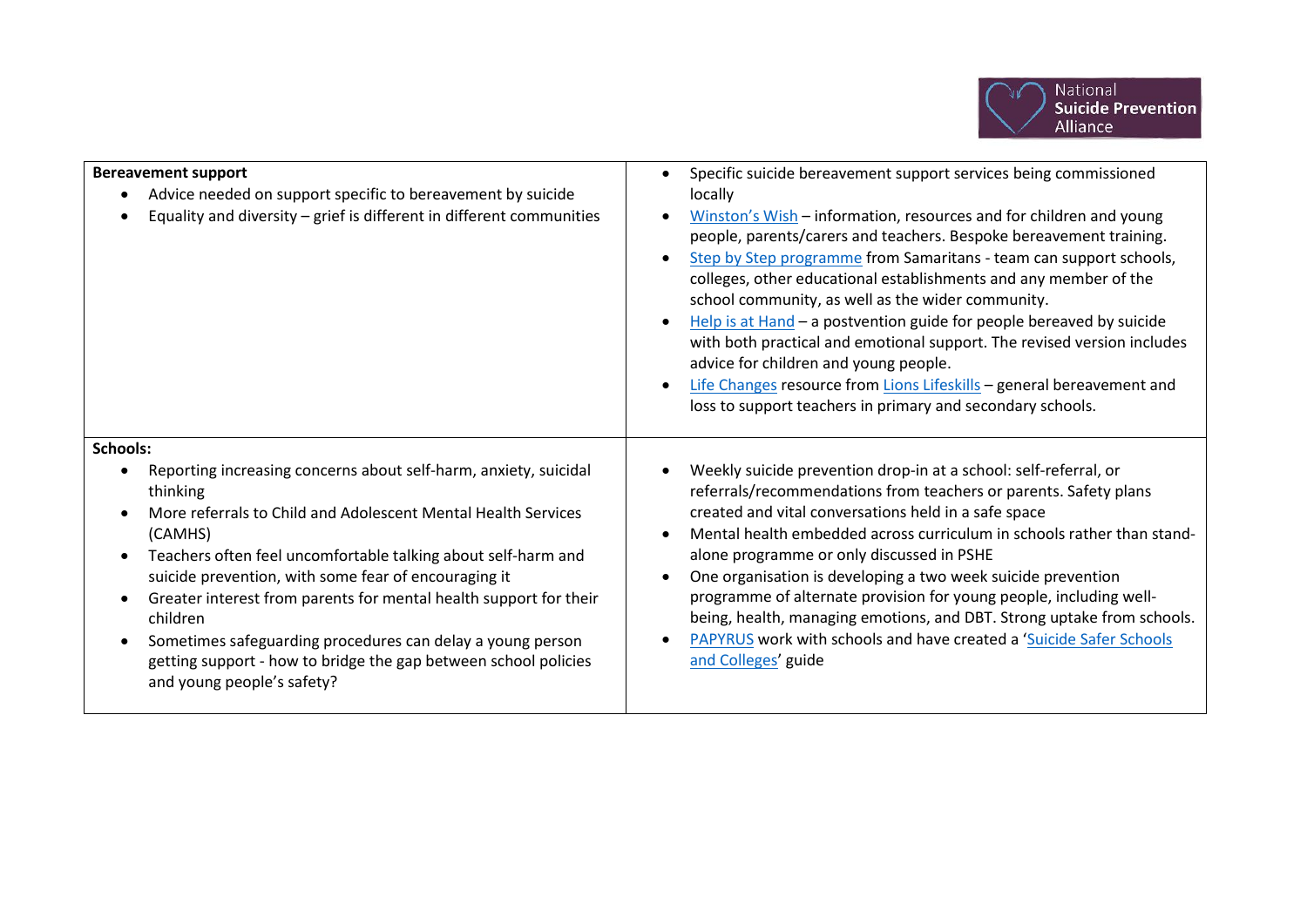| Bereavement support | |
|---|---|
| **Bereavement support**<br>• Advice needed on support specific to bereavement by suicide<br>• Equality and diversity – grief is different in different communities | • Specific suicide bereavement support services being commissioned locally<br>• Winston's Wish – information, resources and for children and young people, parents/carers and teachers. Bespoke bereavement training.<br>• Step by Step programme from Samaritans - team can support schools, colleges, other educational establishments and any member of the school community, as well as the wider community.<br>• Help is at Hand – a postvention guide for people bereaved by suicide with both practical and emotional support. The revised version includes advice for children and young people.<br>• Life Changes resource from Lions Lifeskills – general bereavement and loss to support teachers in primary and secondary schools. |
| **Schools:**<br>• Reporting increasing concerns about self-harm, anxiety, suicidal thinking<br>• More referrals to Child and Adolescent Mental Health Services (CAMHS)<br>• Teachers often feel uncomfortable talking about self-harm and suicide prevention, with some fear of encouraging it<br>• Greater interest from parents for mental health support for their children<br>• Sometimes safeguarding procedures can delay a young person getting support - how to bridge the gap between school policies and young people's safety? | • Weekly suicide prevention drop-in at a school: self-referral, or referrals/recommendations from teachers or parents. Safety plans created and vital conversations held in a safe space<br>• Mental health embedded across curriculum in schools rather than stand-alone programme or only discussed in PSHE<br>• One organisation is developing a two week suicide prevention programme of alternate provision for young people, including well-being, health, managing emotions, and DBT. Strong uptake from schools.<br>• PAPYRUS work with schools and have created a 'Suicide Safer Schools and Colleges' guide |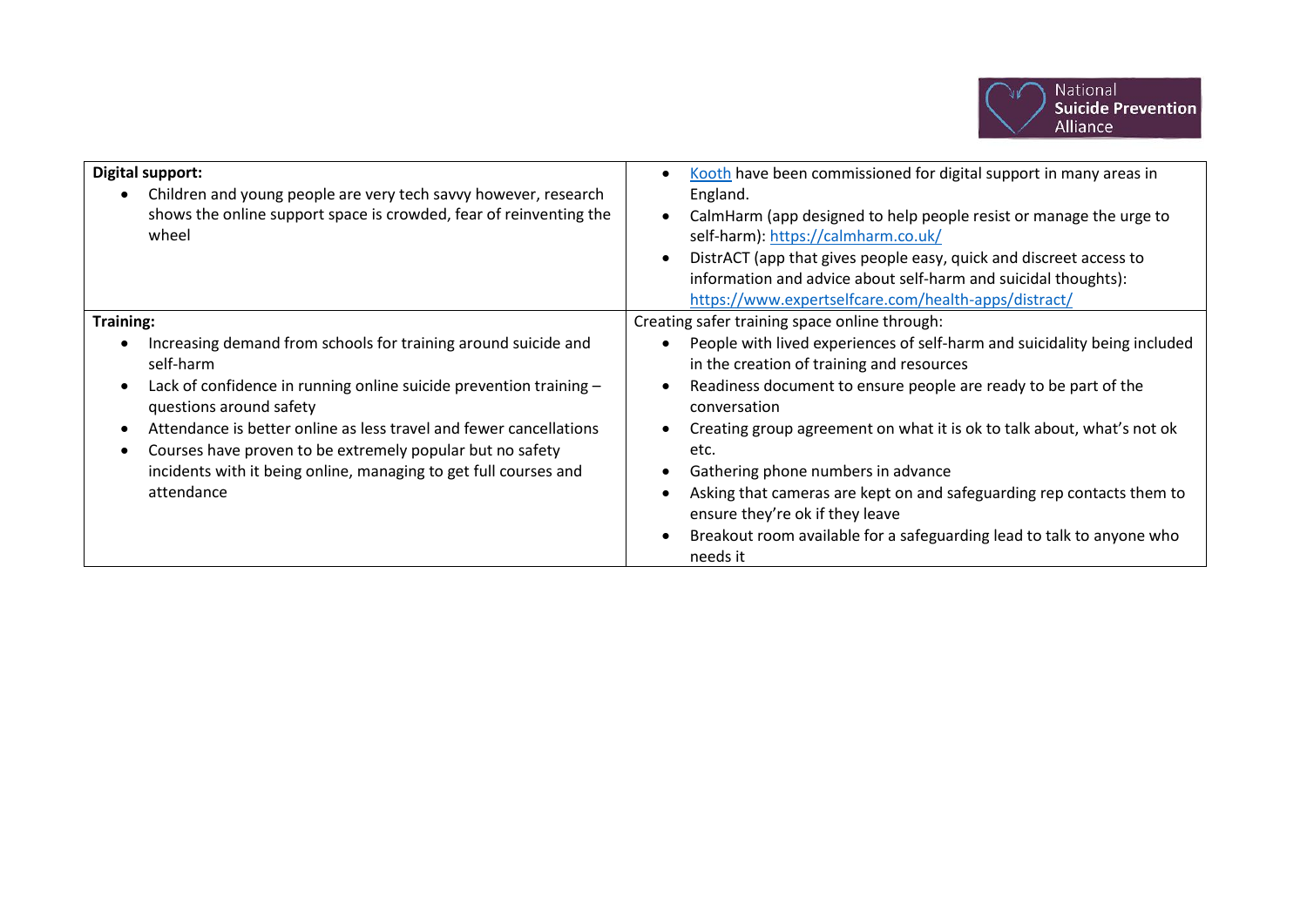| | |
|---|---|
| **Digital support:**<br>• Children and young people are very tech savvy however, research shows the online support space is crowded, fear of reinventing the wheel | • [Kooth](#) have been commissioned for digital support in many areas in England.<br>• CalmHarm (app designed to help people resist or manage the urge to self-harm): https://calmharm.co.uk/<br>• DistrACT (app that gives people easy, quick and discreet access to information and advice about self-harm and suicidal thoughts): https://www.expertselfcare.com/health-apps/distract/ |
| **Training:**<br>• Increasing demand from schools for training around suicide and self-harm<br>• Lack of confidence in running online suicide prevention training – questions around safety<br>• Attendance is better online as less travel and fewer cancellations<br>• Courses have proven to be extremely popular but no safety incidents with it being online, managing to get full courses and attendance | Creating safer training space online through:<br>• People with lived experiences of self-harm and suicidality being included in the creation of training and resources<br>• Readiness document to ensure people are ready to be part of the conversation<br>• Creating group agreement on what it is ok to talk about, what's not ok etc.<br>• Gathering phone numbers in advance<br>• Asking that cameras are kept on and safeguarding rep contacts them to ensure they're ok if they leave<br>• Breakout room available for a safeguarding lead to talk to anyone who needs it |